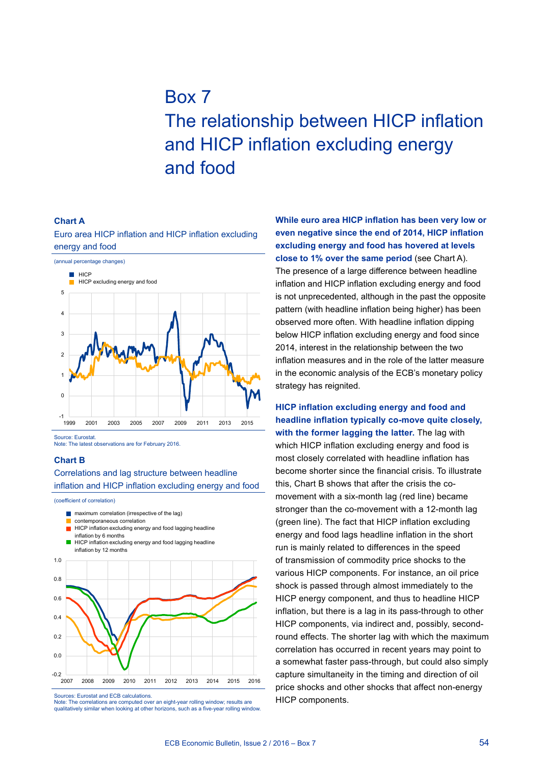# Box 7
# The relationship between HICP inflation and HICP inflation excluding energy and food

### Chart A

Euro area HICP inflation and HICP inflation excluding energy and food

(annual percentage changes)

- HICP
- HICP excluding energy and food

Source: Eurostat.
Note: The latest observations are for February 2016.

### Chart B

Correlations and lag structure between headline inflation and HICP inflation excluding energy and food

(coefficient of correlation)

- maximum correlation (irrespective of the lag)
- contemporaneous correlation
- HICP inflation excluding energy and food lagging headline inflation by 6 months
- HICP inflation excluding energy and food lagging headline inflation by 12 months

Sources: Eurostat and ECB calculations.
Note: The correlations are computed over an eight-year rolling window; results are qualitatively similar when looking at other horizons, such as a five-year rolling window.

**While euro area HICP inflation has been very low or even negative since the end of 2014, HICP inflation excluding energy and food has hovered at levels close to 1% over the same period** (see Chart A). The presence of a large difference between headline inflation and HICP inflation excluding energy and food is not unprecedented, although in the past the opposite pattern (with headline inflation being higher) has been observed more often. With headline inflation dipping below HICP inflation excluding energy and food since 2014, interest in the relationship between the two inflation measures and in the role of the latter measure in the economic analysis of the ECB's monetary policy strategy has reignited.

**HICP inflation excluding energy and food and headline inflation typically co-move quite closely, with the former lagging the latter.** The lag with which HICP inflation excluding energy and food is most closely correlated with headline inflation has become shorter since the financial crisis. To illustrate this, Chart B shows that after the crisis the co-movement with a six-month lag (red line) became stronger than the co-movement with a 12-month lag (green line). The fact that HICP inflation excluding energy and food lags headline inflation in the short run is mainly related to differences in the speed of transmission of commodity price shocks to the various HICP components. For instance, an oil price shock is passed through almost immediately to the HICP energy component, and thus to headline HICP inflation, but there is a lag in its pass-through to other HICP components, via indirect and, possibly, second-round effects. The shorter lag with which the maximum correlation has occurred in recent years may point to a somewhat faster pass-through, but could also simply capture simultaneity in the timing and direction of oil price shocks and other shocks that affect non-energy HICP components.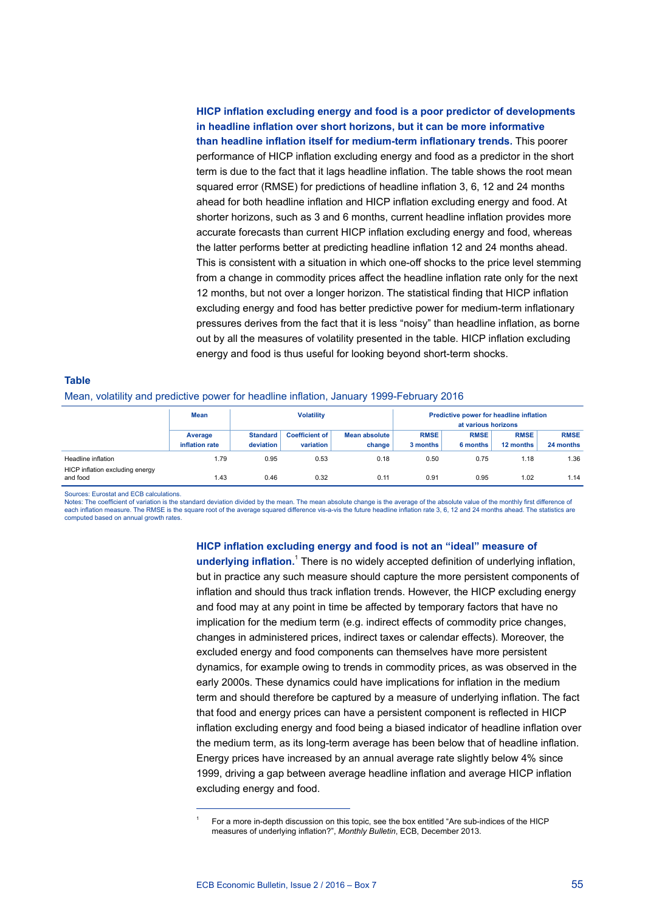**HICP inflation excluding energy and food is a poor predictor of developments in headline inflation over short horizons, but it can be more informative than headline inflation itself for medium-term inflationary trends.** This poorer performance of HICP inflation excluding energy and food as a predictor in the short term is due to the fact that it lags headline inflation. The table shows the root mean squared error (RMSE) for predictions of headline inflation 3, 6, 12 and 24 months ahead for both headline inflation and HICP inflation excluding energy and food. At shorter horizons, such as 3 and 6 months, current headline inflation provides more accurate forecasts than current HICP inflation excluding energy and food, whereas the latter performs better at predicting headline inflation 12 and 24 months ahead. This is consistent with a situation in which one-off shocks to the price level stemming from a change in commodity prices affect the headline inflation rate only for the next 12 months, but not over a longer horizon. The statistical finding that HICP inflation excluding energy and food has better predictive power for medium-term inflationary pressures derives from the fact that it is less "noisy" than headline inflation, as borne out by all the measures of volatility presented in the table. HICP inflation excluding energy and food is thus useful for looking beyond short-term shocks.

**Table**

Mean, volatility and predictive power for headline inflation, January 1999-February 2016

| | Mean | Volatility | | | Predictive power for headline inflation at various horizons | | | |
|---|---|---|---|---|---|---|---|---|
| | Average inflation rate | Standard deviation | Coefficient of variation | Mean absolute change | RMSE 3 months | RMSE 6 months | RMSE 12 months | RMSE 24 months |
| Headline inflation | 1.79 | 0.95 | 0.53 | 0.18 | 0.50 | 0.75 | 1.18 | 1.36 |
| HICP inflation excluding energy and food | 1.43 | 0.46 | 0.32 | 0.11 | 0.91 | 0.95 | 1.02 | 1.14 |

Sources: Eurostat and ECB calculations.
Notes: The coefficient of variation is the standard deviation divided by the mean. The mean absolute change is the average of the absolute value of the monthly first difference of each inflation measure. The RMSE is the square root of the average squared difference vis-a-vis the future headline inflation rate 3, 6, 12 and 24 months ahead. The statistics are computed based on annual growth rates.

**HICP inflation excluding energy and food is not an "ideal" measure of underlying inflation.**[1] There is no widely accepted definition of underlying inflation, but in practice any such measure should capture the more persistent components of inflation and should thus track inflation trends. However, the HICP excluding energy and food may at any point in time be affected by temporary factors that have no implication for the medium term (e.g. indirect effects of commodity price changes, changes in administered prices, indirect taxes or calendar effects). Moreover, the excluded energy and food components can themselves have more persistent dynamics, for example owing to trends in commodity prices, as was observed in the early 2000s. These dynamics could have implications for inflation in the medium term and should therefore be captured by a measure of underlying inflation. The fact that food and energy prices can have a persistent component is reflected in HICP inflation excluding energy and food being a biased indicator of headline inflation over the medium term, as its long-term average has been below that of headline inflation. Energy prices have increased by an annual average rate slightly below 4% since 1999, driving a gap between average headline inflation and average HICP inflation excluding energy and food.

---

[1] For a more in-depth discussion on this topic, see the box entitled "Are sub-indices of the HICP measures of underlying inflation?", *Monthly Bulletin*, ECB, December 2013.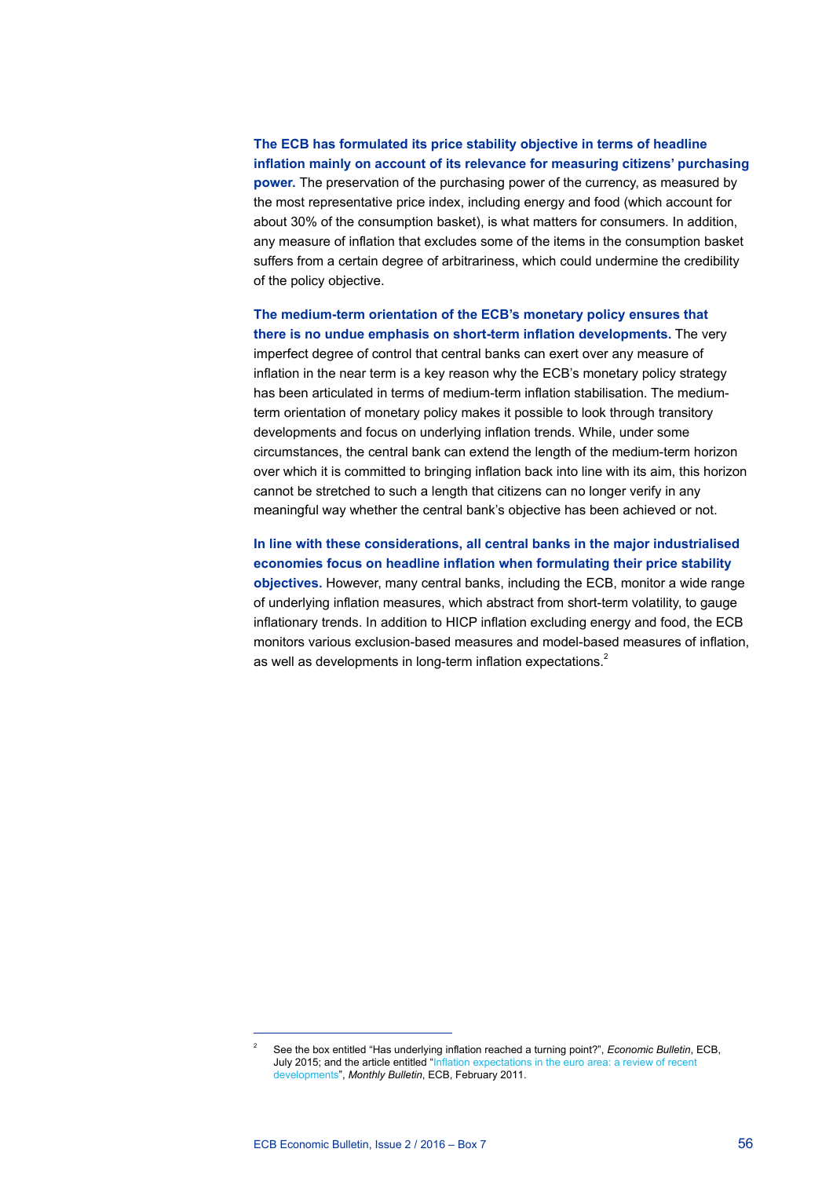**The ECB has formulated its price stability objective in terms of headline inflation mainly on account of its relevance for measuring citizens' purchasing power.** The preservation of the purchasing power of the currency, as measured by the most representative price index, including energy and food (which account for about 30% of the consumption basket), is what matters for consumers. In addition, any measure of inflation that excludes some of the items in the consumption basket suffers from a certain degree of arbitrariness, which could undermine the credibility of the policy objective.

**The medium-term orientation of the ECB's monetary policy ensures that there is no undue emphasis on short-term inflation developments.** The very imperfect degree of control that central banks can exert over any measure of inflation in the near term is a key reason why the ECB's monetary policy strategy has been articulated in terms of medium-term inflation stabilisation. The medium-term orientation of monetary policy makes it possible to look through transitory developments and focus on underlying inflation trends. While, under some circumstances, the central bank can extend the length of the medium-term horizon over which it is committed to bringing inflation back into line with its aim, this horizon cannot be stretched to such a length that citizens can no longer verify in any meaningful way whether the central bank's objective has been achieved or not.

**In line with these considerations, all central banks in the major industrialised economies focus on headline inflation when formulating their price stability objectives.** However, many central banks, including the ECB, monitor a wide range of underlying inflation measures, which abstract from short-term volatility, to gauge inflationary trends. In addition to HICP inflation excluding energy and food, the ECB monitors various exclusion-based measures and model-based measures of inflation, as well as developments in long-term inflation expectations.[2]

---

[2] See the box entitled "Has underlying inflation reached a turning point?", *Economic Bulletin*, ECB, July 2015; and the article entitled "Inflation expectations in the euro area: a review of recent developments", *Monthly Bulletin*, ECB, February 2011.